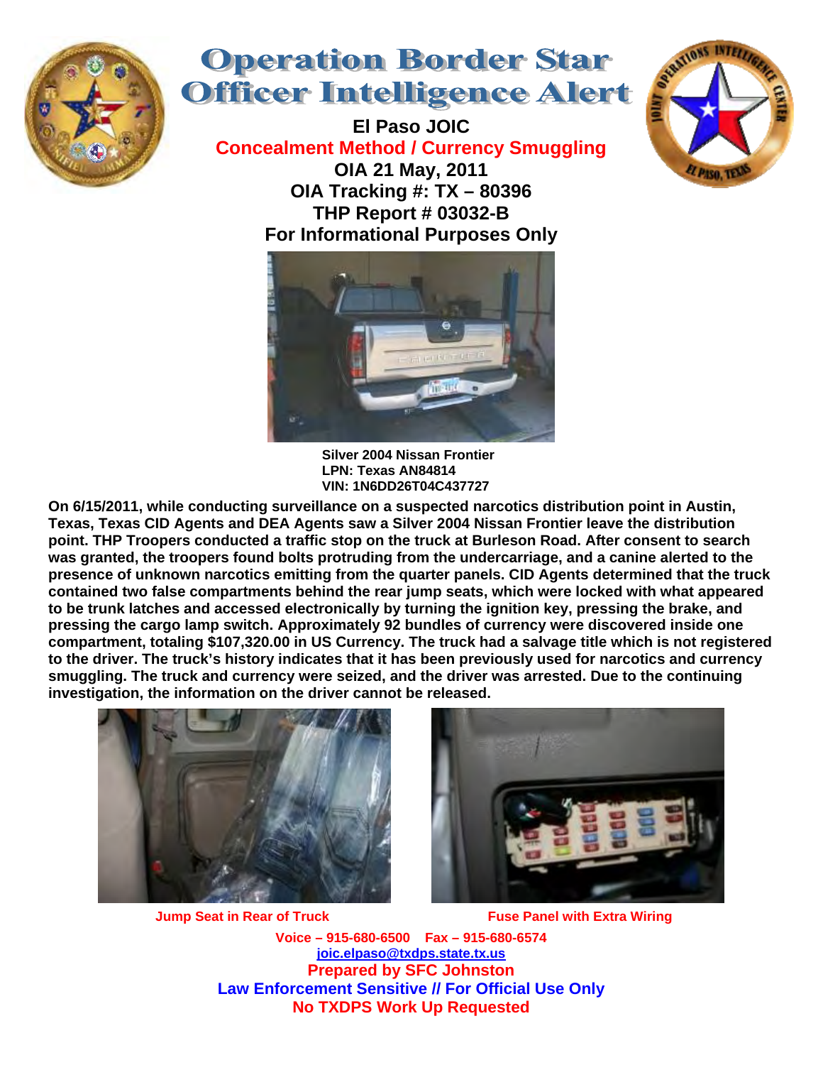# Operation Border Star
# Officer Intelligence Alert

**El Paso JOIC**

**Concealment Method / Currency Smuggling**

**OIA 21 May, 2011**

**OIA Tracking #: TX – 80396**

**THP Report # 03032-B**

**For Informational Purposes Only**

**Silver 2004 Nissan Frontier**
**LPN: Texas AN84814**
**VIN: 1N6DD26T04C437727**

**On 6/15/2011, while conducting surveillance on a suspected narcotics distribution point in Austin, Texas, Texas CID Agents and DEA Agents saw a Silver 2004 Nissan Frontier leave the distribution point. THP Troopers conducted a traffic stop on the truck at Burleson Road. After consent to search was granted, the troopers found bolts protruding from the undercarriage, and a canine alerted to the presence of unknown narcotics emitting from the quarter panels. CID Agents determined that the truck contained two false compartments behind the rear jump seats, which were locked with what appeared to be trunk latches and accessed electronically by turning the ignition key, pressing the brake, and pressing the cargo lamp switch. Approximately 92 bundles of currency were discovered inside one compartment, totaling $107,320.00 in US Currency. The truck had a salvage title which is not registered to the driver. The truck's history indicates that it has been previously used for narcotics and currency smuggling. The truck and currency were seized, and the driver was arrested. Due to the continuing investigation, the information on the driver cannot be released.**

**Jump Seat in Rear of Truck**

**Fuse Panel with Extra Wiring**

**Voice – 915-680-6500 Fax – 915-680-6574**

**joic.elpaso@txdps.state.tx.us**

**Prepared by SFC Johnston**

**Law Enforcement Sensitive // For Official Use Only**

**No TXDPS Work Up Requested**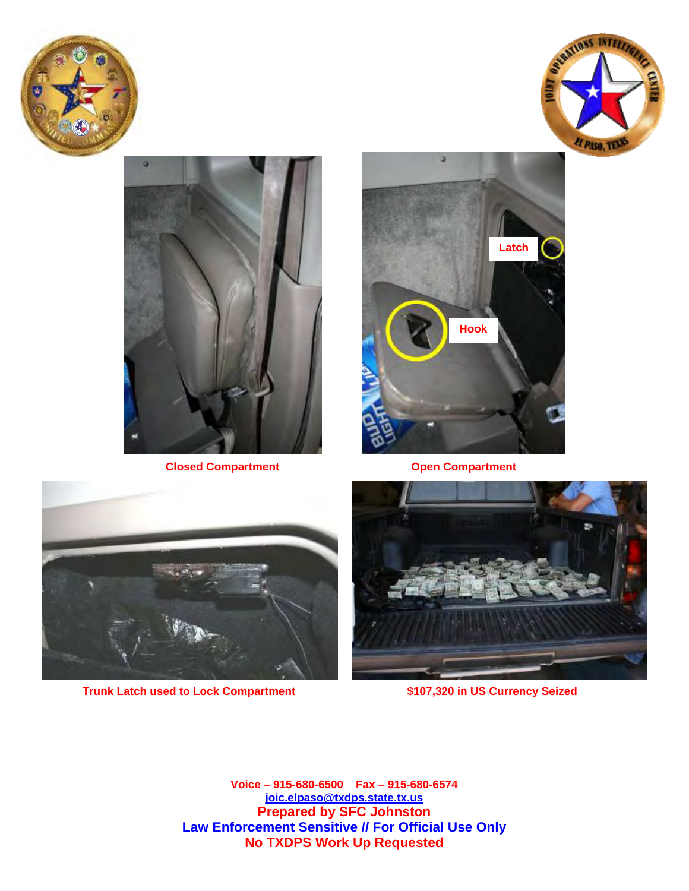Closed Compartment

Open Compartment

Trunk Latch used to Lock Compartment

$107,320 in US Currency Seized

Voice – 915-680-6500    Fax – 915-680-6574

joic.elpaso@txdps.state.tx.us

**Prepared by SFC Johnston**

**Law Enforcement Sensitive // For Official Use Only**

**No TXDPS Work Up Requested**